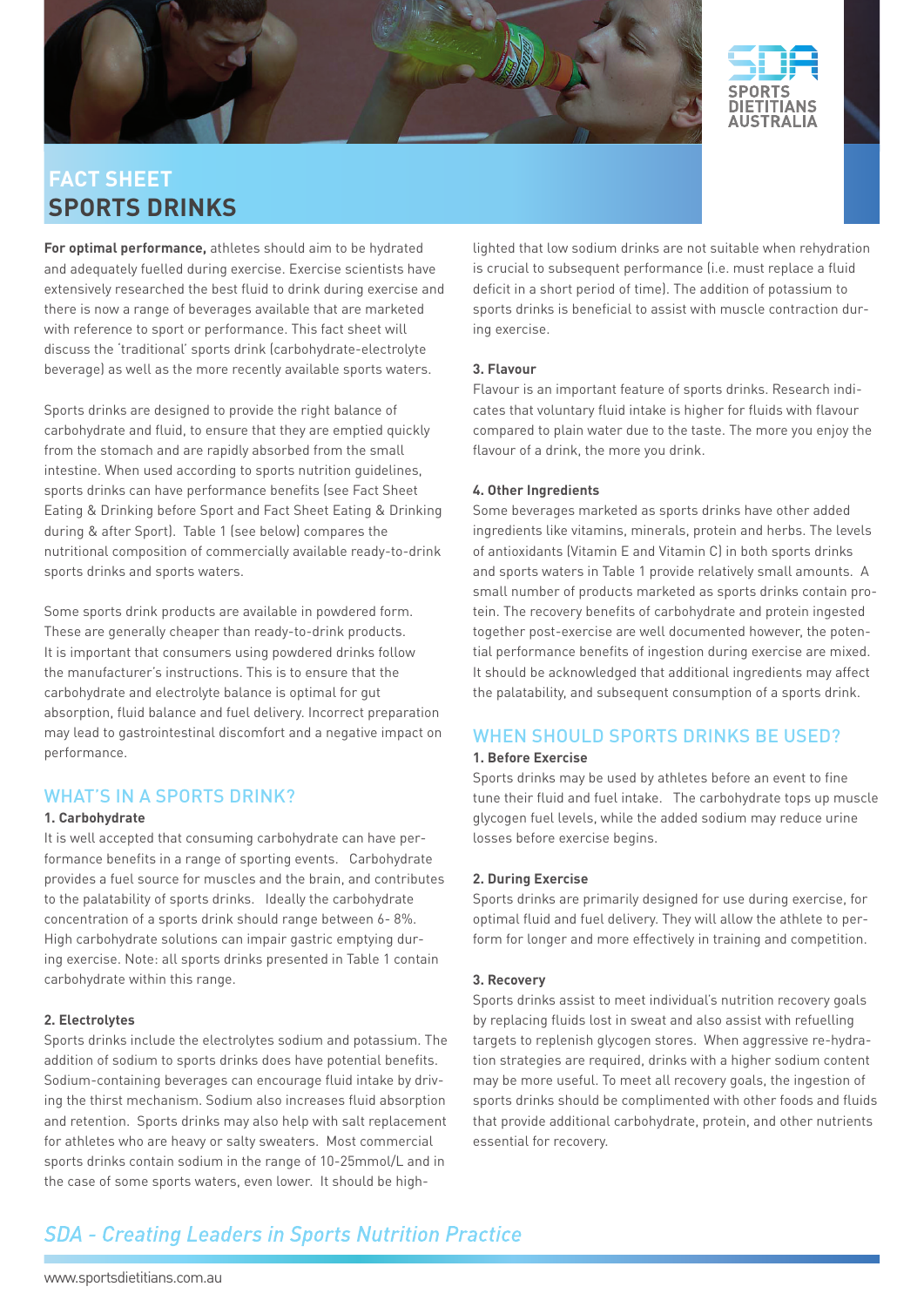# FACT SHEET
# SPORTS DRINKS

**For optimal performance,** athletes should aim to be hydrated and adequately fuelled during exercise. Exercise scientists have extensively researched the best fluid to drink during exercise and there is now a range of beverages available that are marketed with reference to sport or performance. This fact sheet will discuss the 'traditional' sports drink (carbohydrate-electrolyte beverage) as well as the more recently available sports waters.

Sports drinks are designed to provide the right balance of carbohydrate and fluid, to ensure that they are emptied quickly from the stomach and are rapidly absorbed from the small intestine. When used according to sports nutrition guidelines, sports drinks can have performance benefits (see Fact Sheet Eating & Drinking before Sport and Fact Sheet Eating & Drinking during & after Sport). Table 1 (see below) compares the nutritional composition of commercially available ready-to-drink sports drinks and sports waters.

Some sports drink products are available in powdered form. These are generally cheaper than ready-to-drink products. It is important that consumers using powdered drinks follow the manufacturer's instructions. This is to ensure that the carbohydrate and electrolyte balance is optimal for gut absorption, fluid balance and fuel delivery. Incorrect preparation may lead to gastrointestinal discomfort and a negative impact on performance.

## WHAT'S IN A SPORTS DRINK?

### 1. Carbohydrate

It is well accepted that consuming carbohydrate can have performance benefits in a range of sporting events. Carbohydrate provides a fuel source for muscles and the brain, and contributes to the palatability of sports drinks. Ideally the carbohydrate concentration of a sports drink should range between 6- 8%. High carbohydrate solutions can impair gastric emptying during exercise. Note: all sports drinks presented in Table 1 contain carbohydrate within this range.

### 2. Electrolytes

Sports drinks include the electrolytes sodium and potassium. The addition of sodium to sports drinks does have potential benefits. Sodium-containing beverages can encourage fluid intake by driving the thirst mechanism. Sodium also increases fluid absorption and retention. Sports drinks may also help with salt replacement for athletes who are heavy or salty sweaters. Most commercial sports drinks contain sodium in the range of 10-25mmol/L and in the case of some sports waters, even lower. It should be highlighted that low sodium drinks are not suitable when rehydration is crucial to subsequent performance (i.e. must replace a fluid deficit in a short period of time). The addition of potassium to sports drinks is beneficial to assist with muscle contraction during exercise.

### 3. Flavour

Flavour is an important feature of sports drinks. Research indicates that voluntary fluid intake is higher for fluids with flavour compared to plain water due to the taste. The more you enjoy the flavour of a drink, the more you drink.

### 4. Other Ingredients

Some beverages marketed as sports drinks have other added ingredients like vitamins, minerals, protein and herbs. The levels of antioxidants (Vitamin E and Vitamin C) in both sports drinks and sports waters in Table 1 provide relatively small amounts. A small number of products marketed as sports drinks contain protein. The recovery benefits of carbohydrate and protein ingested together post-exercise are well documented however, the potential performance benefits of ingestion during exercise are mixed. It should be acknowledged that additional ingredients may affect the palatability, and subsequent consumption of a sports drink.

## WHEN SHOULD SPORTS DRINKS BE USED?

### 1. Before Exercise

Sports drinks may be used by athletes before an event to fine tune their fluid and fuel intake. The carbohydrate tops up muscle glycogen fuel levels, while the added sodium may reduce urine losses before exercise begins.

### 2. During Exercise

Sports drinks are primarily designed for use during exercise, for optimal fluid and fuel delivery. They will allow the athlete to perform for longer and more effectively in training and competition.

### 3. Recovery

Sports drinks assist to meet individual's nutrition recovery goals by replacing fluids lost in sweat and also assist with refuelling targets to replenish glycogen stores. When aggressive re-hydration strategies are required, drinks with a higher sodium content may be more useful. To meet all recovery goals, the ingestion of sports drinks should be complimented with other foods and fluids that provide additional carbohydrate, protein, and other nutrients essential for recovery.

*SDA - Creating Leaders in Sports Nutrition Practice*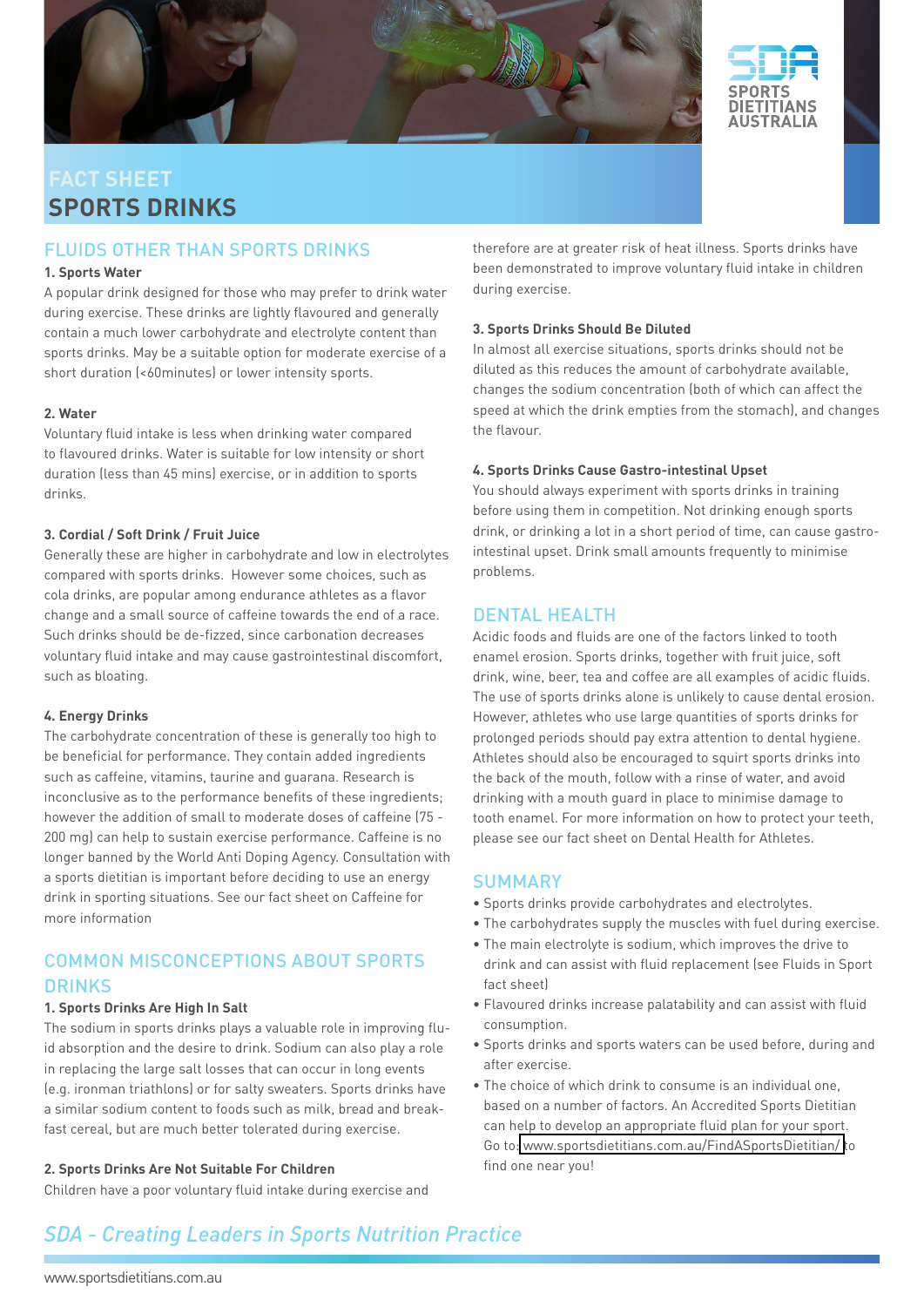FACT SHEET

# SPORTS DRINKS

## FLUIDS OTHER THAN SPORTS DRINKS

**1. Sports Water**

A popular drink designed for those who may prefer to drink water during exercise. These drinks are lightly flavoured and generally contain a much lower carbohydrate and electrolyte content than sports drinks. May be a suitable option for moderate exercise of a short duration (<60minutes) or lower intensity sports.

**2. Water**

Voluntary fluid intake is less when drinking water compared to flavoured drinks. Water is suitable for low intensity or short duration (less than 45 mins) exercise, or in addition to sports drinks.

**3. Cordial / Soft Drink / Fruit Juice**

Generally these are higher in carbohydrate and low in electrolytes compared with sports drinks. However some choices, such as cola drinks, are popular among endurance athletes as a flavor change and a small source of caffeine towards the end of a race. Such drinks should be de-fizzed, since carbonation decreases voluntary fluid intake and may cause gastrointestinal discomfort, such as bloating.

**4. Energy Drinks**

The carbohydrate concentration of these is generally too high to be beneficial for performance. They contain added ingredients such as caffeine, vitamins, taurine and guarana. Research is inconclusive as to the performance benefits of these ingredients; however the addition of small to moderate doses of caffeine (75 - 200 mg) can help to sustain exercise performance. Caffeine is no longer banned by the World Anti Doping Agency. Consultation with a sports dietitian is important before deciding to use an energy drink in sporting situations. See our fact sheet on Caffeine for more information

## COMMON MISCONCEPTIONS ABOUT SPORTS DRINKS

**1. Sports Drinks Are High In Salt**

The sodium in sports drinks plays a valuable role in improving fluid absorption and the desire to drink. Sodium can also play a role in replacing the large salt losses that can occur in long events (e.g. ironman triathlons) or for salty sweaters. Sports drinks have a similar sodium content to foods such as milk, bread and breakfast cereal, but are much better tolerated during exercise.

**2. Sports Drinks Are Not Suitable For Children**

Children have a poor voluntary fluid intake during exercise and therefore are at greater risk of heat illness. Sports drinks have been demonstrated to improve voluntary fluid intake in children during exercise.

**3. Sports Drinks Should Be Diluted**

In almost all exercise situations, sports drinks should not be diluted as this reduces the amount of carbohydrate available, changes the sodium concentration (both of which can affect the speed at which the drink empties from the stomach), and changes the flavour.

**4. Sports Drinks Cause Gastro-intestinal Upset**

You should always experiment with sports drinks in training before using them in competition. Not drinking enough sports drink, or drinking a lot in a short period of time, can cause gastro-intestinal upset. Drink small amounts frequently to minimise problems.

## DENTAL HEALTH

Acidic foods and fluids are one of the factors linked to tooth enamel erosion. Sports drinks, together with fruit juice, soft drink, wine, beer, tea and coffee are all examples of acidic fluids. The use of sports drinks alone is unlikely to cause dental erosion. However, athletes who use large quantities of sports drinks for prolonged periods should pay extra attention to dental hygiene. Athletes should also be encouraged to squirt sports drinks into the back of the mouth, follow with a rinse of water, and avoid drinking with a mouth guard in place to minimise damage to tooth enamel. For more information on how to protect your teeth, please see our fact sheet on Dental Health for Athletes.

## SUMMARY

- Sports drinks provide carbohydrates and electrolytes.
- The carbohydrates supply the muscles with fuel during exercise.
- The main electrolyte is sodium, which improves the drive to drink and can assist with fluid replacement (see Fluids in Sport fact sheet)
- Flavoured drinks increase palatability and can assist with fluid consumption.
- Sports drinks and sports waters can be used before, during and after exercise.
- The choice of which drink to consume is an individual one, based on a number of factors. An Accredited Sports Dietitian can help to develop an appropriate fluid plan for your sport. Go to www.sportsdietitians.com.au/FindASportsDietitian/ to find one near you!

*SDA - Creating Leaders in Sports Nutrition Practice*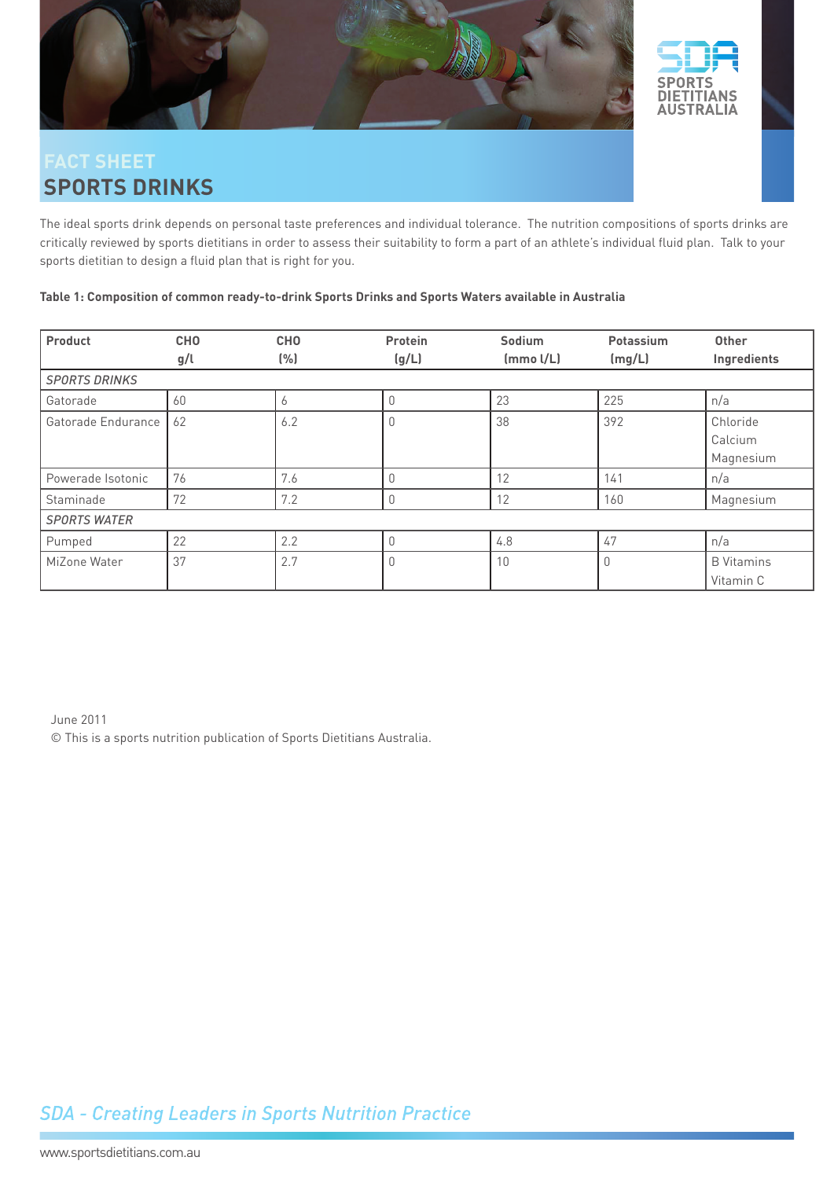# FACT SHEET
# SPORTS DRINKS

The ideal sports drink depends on personal taste preferences and individual tolerance. The nutrition compositions of sports drinks are critically reviewed by sports dietitians in order to assess their suitability to form a part of an athlete's individual fluid plan. Talk to your sports dietitian to design a fluid plan that is right for you.

**Table 1: Composition of common ready-to-drink Sports Drinks and Sports Waters available in Australia**

| Product | CHO g/l | CHO (%) | Protein (g/L) | Sodium (mmo l/L) | Potassium (mg/L) | Other Ingredients |
|---|---|---|---|---|---|---|
| *SPORTS DRINKS* | | | | | | |
| Gatorade | 60 | 6 | 0 | 23 | 225 | n/a |
| Gatorade Endurance | 62 | 6.2 | 0 | 38 | 392 | Chloride Calcium Magnesium |
| Powerade Isotonic | 76 | 7.6 | 0 | 12 | 141 | n/a |
| Staminade | 72 | 7.2 | 0 | 12 | 160 | Magnesium |
| *SPORTS WATER* | | | | | | |
| Pumped | 22 | 2.2 | 0 | 4.8 | 47 | n/a |
| MiZone Water | 37 | 2.7 | 0 | 10 | 0 | B Vitamins Vitamin C |

June 2011

© This is a sports nutrition publication of Sports Dietitians Australia.

*SDA - Creating Leaders in Sports Nutrition Practice*

www.sportsdietitians.com.au